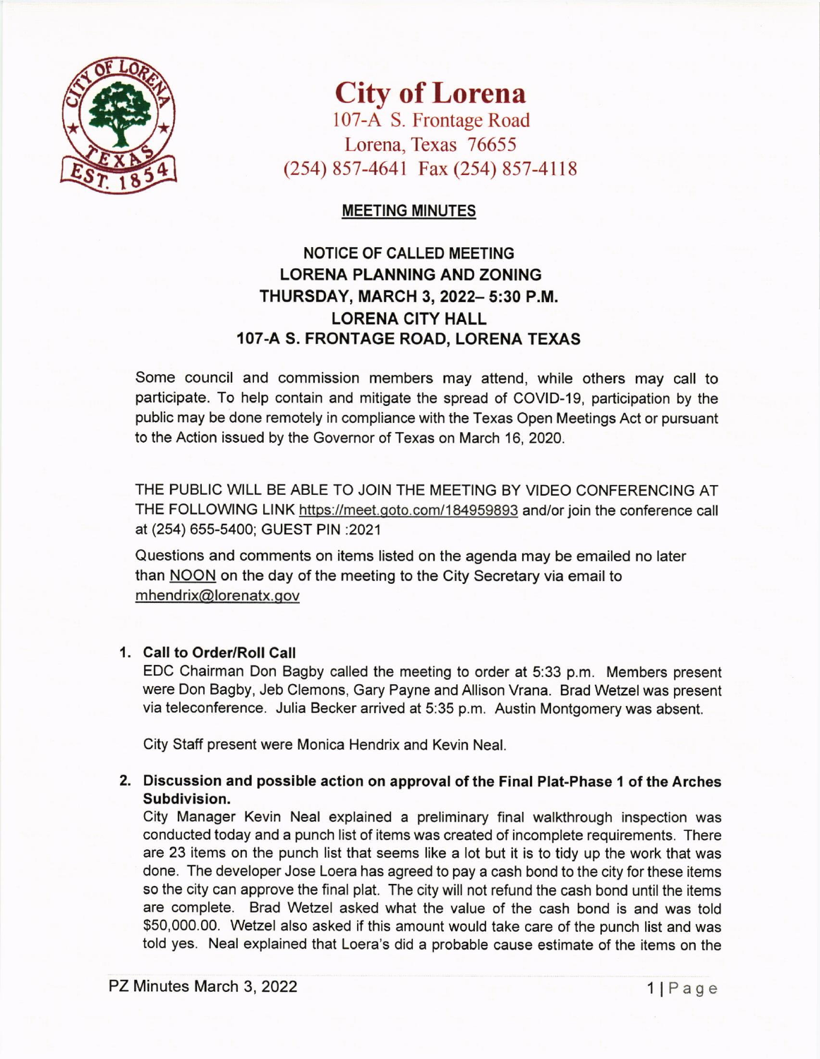# City of Lorena

107-A S. Frontage Road
Lorena, Texas 76655
(254) 857-4641 Fax (254) 857-4118

## MEETING MINUTES

### NOTICE OF CALLED MEETING
### LORENA PLANNING AND ZONING
### THURSDAY, MARCH 3, 2022– 5:30 P.M.
### LORENA CITY HALL
### 107-A S. FRONTAGE ROAD, LORENA TEXAS

Some council and commission members may attend, while others may call to participate. To help contain and mitigate the spread of COVID-19, participation by the public may be done remotely in compliance with the Texas Open Meetings Act or pursuant to the Action issued by the Governor of Texas on March 16, 2020.

THE PUBLIC WILL BE ABLE TO JOIN THE MEETING BY VIDEO CONFERENCING AT THE FOLLOWING LINK https://meet.goto.com/184959893 and/or join the conference call at (254) 655-5400; GUEST PIN :2021

Questions and comments on items listed on the agenda may be emailed no later than NOON on the day of the meeting to the City Secretary via email to mhendrix@lorenatx.gov

1. **Call to Order/Roll Call**
   EDC Chairman Don Bagby called the meeting to order at 5:33 p.m. Members present were Don Bagby, Jeb Clemons, Gary Payne and Allison Vrana. Brad Wetzel was present via teleconference. Julia Becker arrived at 5:35 p.m. Austin Montgomery was absent.

   City Staff present were Monica Hendrix and Kevin Neal.

2. **Discussion and possible action on approval of the Final Plat-Phase 1 of the Arches Subdivision.**
   City Manager Kevin Neal explained a preliminary final walkthrough inspection was conducted today and a punch list of items was created of incomplete requirements. There are 23 items on the punch list that seems like a lot but it is to tidy up the work that was done. The developer Jose Loera has agreed to pay a cash bond to the city for these items so the city can approve the final plat. The city will not refund the cash bond until the items are complete. Brad Wetzel asked what the value of the cash bond is and was told $50,000.00. Wetzel also asked if this amount would take care of the punch list and was told yes. Neal explained that Loera's did a probable cause estimate of the items on the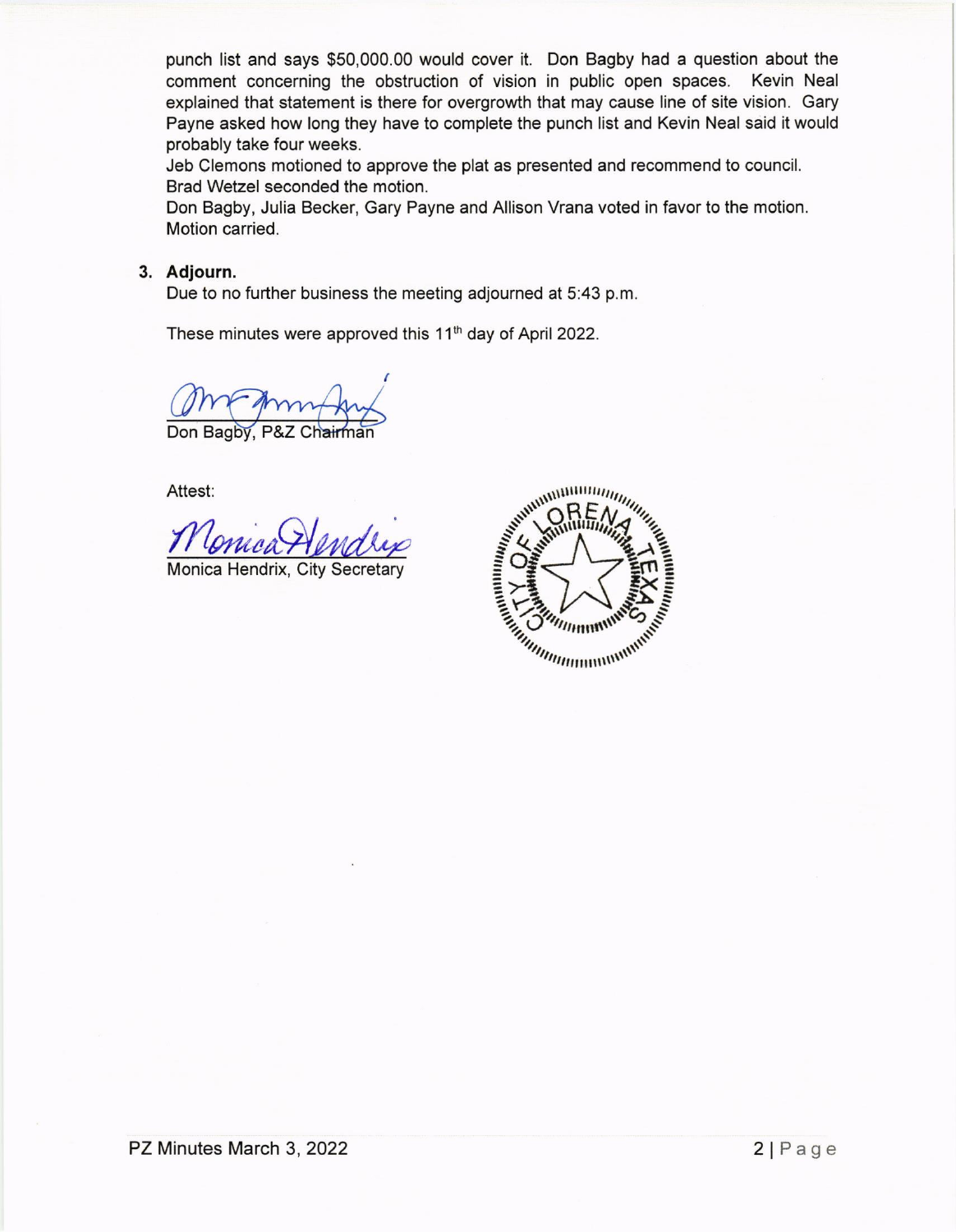punch list and says $50,000.00 would cover it. Don Bagby had a question about the comment concerning the obstruction of vision in public open spaces. Kevin Neal explained that statement is there for overgrowth that may cause line of site vision. Gary Payne asked how long they have to complete the punch list and Kevin Neal said it would probably take four weeks.

Jeb Clemons motioned to approve the plat as presented and recommend to council.
Brad Wetzel seconded the motion.

Don Bagby, Julia Becker, Gary Payne and Allison Vrana voted in favor to the motion.
Motion carried.

3. **Adjourn.**

   Due to no further business the meeting adjourned at 5:43 p.m.

   These minutes were approved this 11th day of April 2022.

   Don Bagby, P&Z Chairman

   Attest:

   Monica Hendrix, City Secretary

   CITY OF LORENA TEXAS